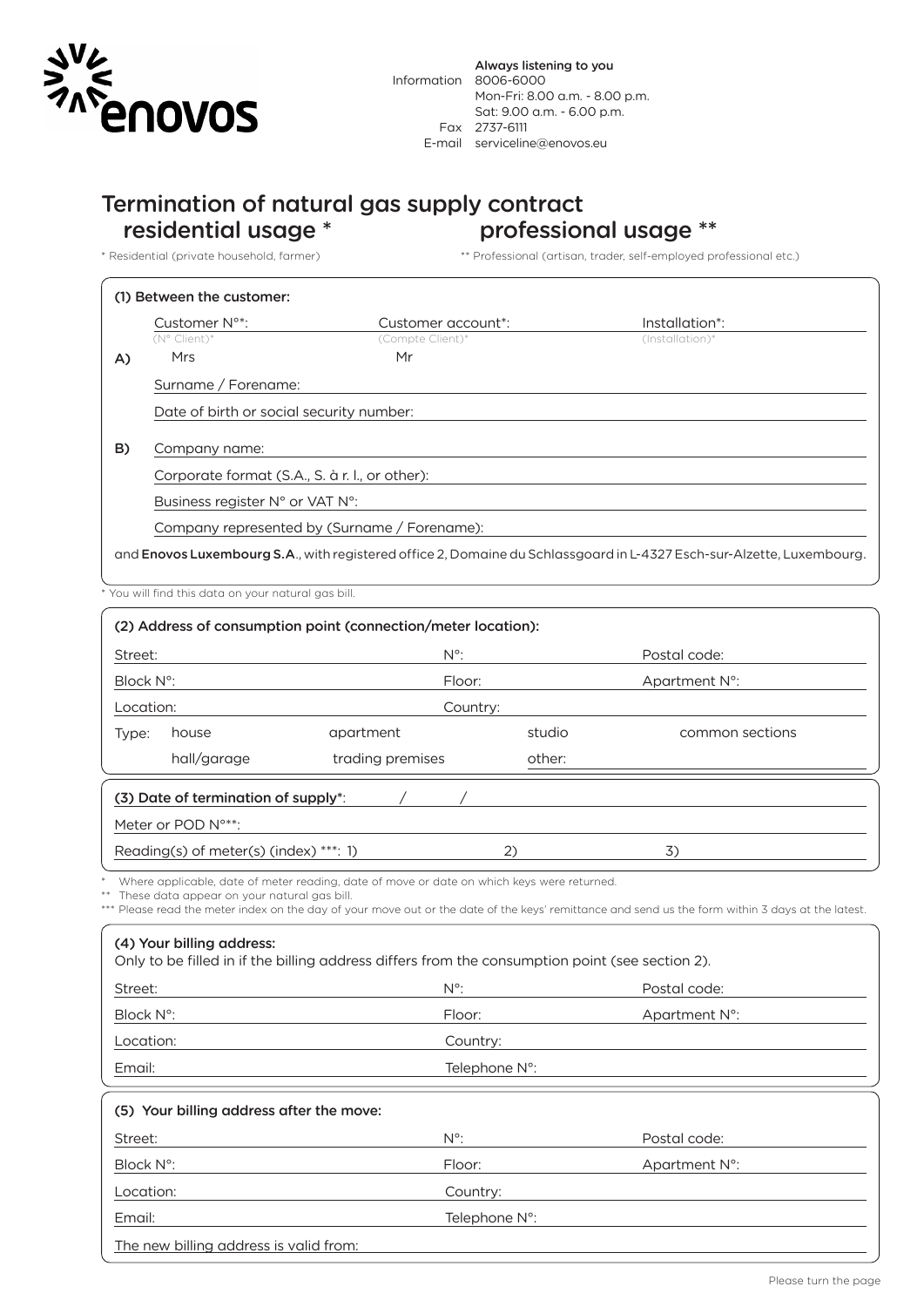enovos

**Always listening to you**
Information 8006-6000
Mon-Fri: 8.00 a.m. - 8.00 p.m.
Sat: 9.00 a.m. - 6.00 p.m.
Fax 2737-6111
E-mail serviceline@enovos.eu

# Termination of natural gas supply contract

residential usage * professional usage **

* Residential (private household, farmer) ** Professional (artisan, trader, self-employed professional etc.)

**(1) Between the customer:**

Customer N°*: (N° Client)* Customer account*: (Compte Client)* Installation*: (Installation)*

**A)** Mrs Mr

Surname / Forename:

Date of birth or social security number:

**B)** Company name:

Corporate format (S.A., S. à r. l., or other):

Business register N° or VAT N°:

Company represented by (Surname / Forename):

and **Enovos Luxembourg S.A**., with registered office 2, Domaine du Schlassgoard in L-4327 Esch-sur-Alzette, Luxembourg.

* You will find this data on your natural gas bill.

**(2) Address of consumption point (connection/meter location):**

Street: N°: Postal code:

Block N°: Floor: Apartment N°:

Location: Country:

Type: house apartment studio common sections
hall/garage trading premises other:

**(3) Date of termination of supply***: / /

Meter or POD N°**:

Reading(s) of meter(s) (index) ***: 1) 2) 3)

* Where applicable, date of meter reading, date of move or date on which keys were returned.
** These data appear on your natural gas bill.
*** Please read the meter index on the day of your move out or the date of the keys' remittance and send us the form within 3 days at the latest.

**(4) Your billing address:**
Only to be filled in if the billing address differs from the consumption point (see section 2).

Street: N°: Postal code:

Block N°: Floor: Apartment N°:

Location: Country:

Email: Telephone N°:

**(5) Your billing address after the move:**

Street: N°: Postal code:

Block N°: Floor: Apartment N°:

Location: Country:

Email: Telephone N°:

The new billing address is valid from:

Please turn the page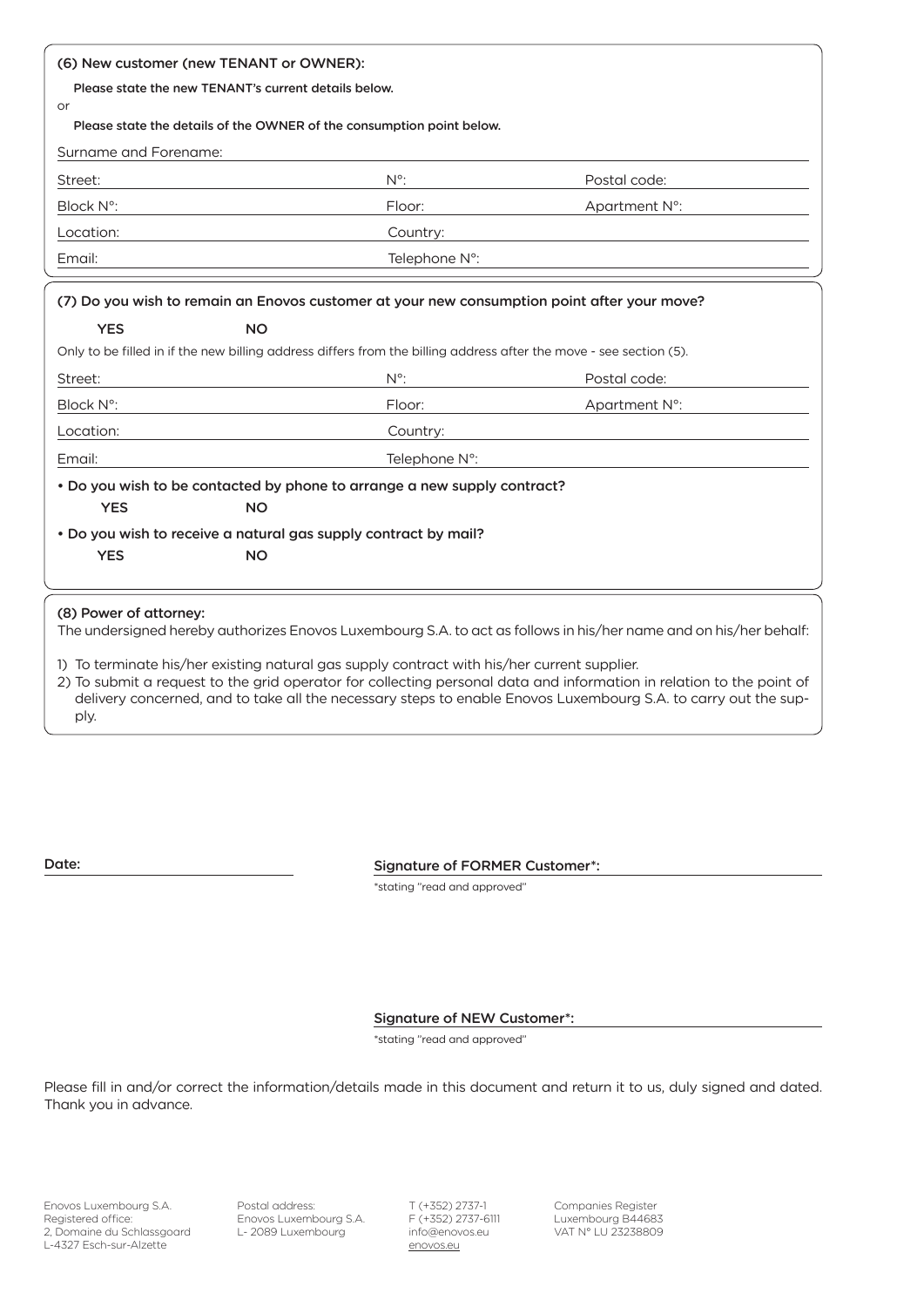### (6) New customer (new TENANT or OWNER):

Please state the new TENANT's current details below.

or

Please state the details of the OWNER of the consumption point below.

Surname and Forename:

| | | |
|---|---|---|
| Street: | N°: | Postal code: |
| Block N°: | Floor: | Apartment N°: |
| Location: | Country: | |
| Email: | Telephone N°: | |

### (7) Do you wish to remain an Enovos customer at your new consumption point after your move?

YES NO

Only to be filled in if the new billing address differs from the billing address after the move - see section (5).

| | | |
|---|---|---|
| Street: | N°: | Postal code: |
| Block N°: | Floor: | Apartment N°: |
| Location: | Country: | |
| Email: | Telephone N°: | |

- **Do you wish to be contacted by phone to arrange a new supply contract?**

YES NO

- **Do you wish to receive a natural gas supply contract by mail?**

YES NO

### (8) Power of attorney:

The undersigned hereby authorizes Enovos Luxembourg S.A. to act as follows in his/her name and on his/her behalf:

1) To terminate his/her existing natural gas supply contract with his/her current supplier.
2) To submit a request to the grid operator for collecting personal data and information in relation to the point of delivery concerned, and to take all the necessary steps to enable Enovos Luxembourg S.A. to carry out the supply.

**Date:**

**Signature of FORMER Customer*:**

*stating "read and approved"

**Signature of NEW Customer*:**

*stating "read and approved"

Please fill in and/or correct the information/details made in this document and return it to us, duly signed and dated. Thank you in advance.

Enovos Luxembourg S.A.
Registered office:
2, Domaine du Schlassgoard
L-4327 Esch-sur-Alzette

Postal address:
Enovos Luxembourg S.A.
L- 2089 Luxembourg

T (+352) 2737-1
F (+352) 2737-6111
info@enovos.eu
enovos.eu

Companies Register
Luxembourg B44683
VAT N° LU 23238809